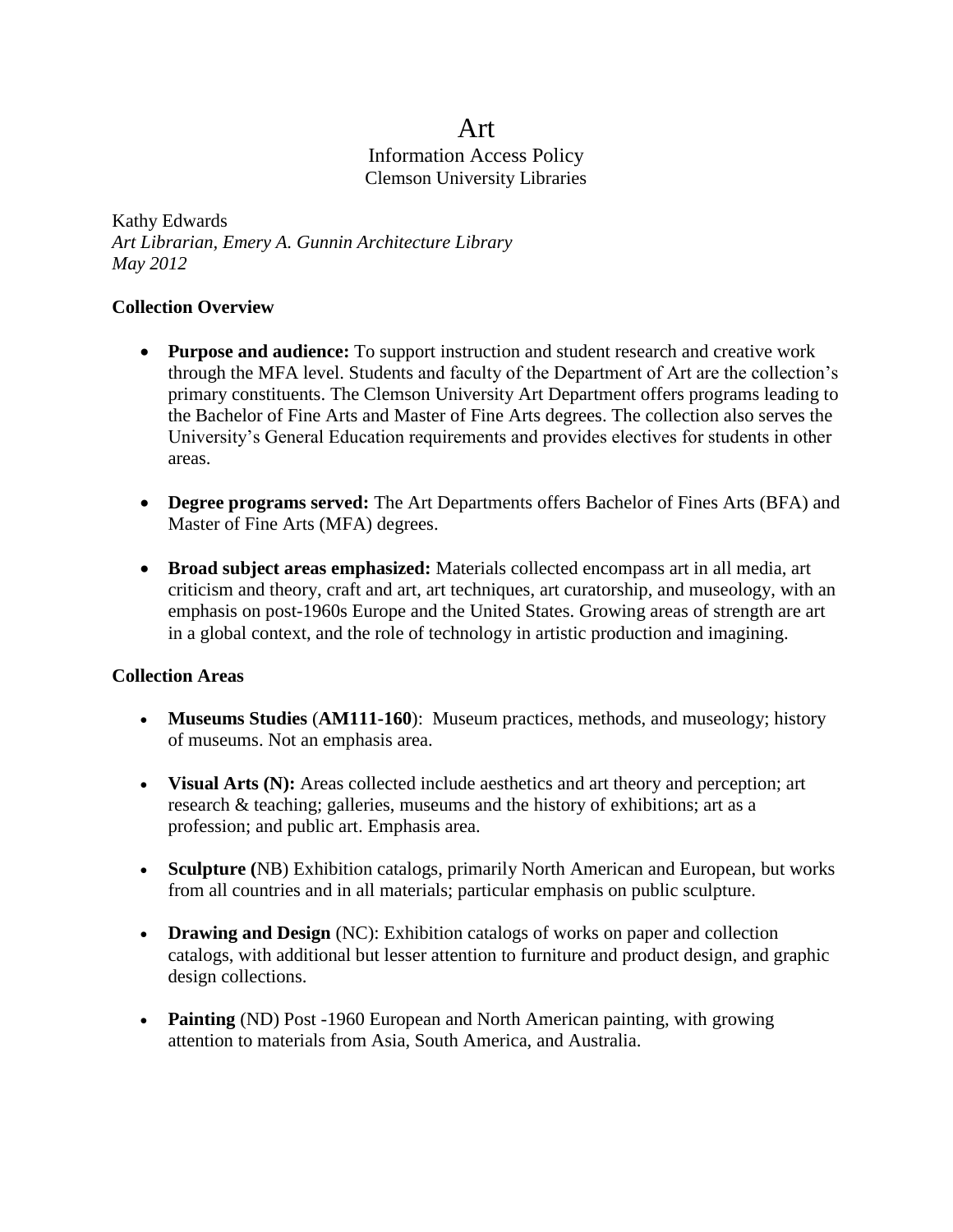# Art

## Information Access Policy

### Clemson University Libraries

Kathy Edwards
*Art Librarian, Emery A. Gunnin Architecture Library*
*May 2012*

**Collection Overview**

- **Purpose and audience:** To support instruction and student research and creative work through the MFA level. Students and faculty of the Department of Art are the collection's primary constituents. The Clemson University Art Department offers programs leading to the Bachelor of Fine Arts and Master of Fine Arts degrees. The collection also serves the University's General Education requirements and provides electives for students in other areas.

- **Degree programs served:** The Art Departments offers Bachelor of Fines Arts (BFA) and Master of Fine Arts (MFA) degrees.

- **Broad subject areas emphasized:** Materials collected encompass art in all media, art criticism and theory, craft and art, art techniques, art curatorship, and museology, with an emphasis on post-1960s Europe and the United States. Growing areas of strength are art in a global context, and the role of technology in artistic production and imagining.

**Collection Areas**

- **Museums Studies** (**AM111-160**): Museum practices, methods, and museology; history of museums. Not an emphasis area.

- **Visual Arts (N):** Areas collected include aesthetics and art theory and perception; art research & teaching; galleries, museums and the history of exhibitions; art as a profession; and public art. Emphasis area.

- **Sculpture (**NB) Exhibition catalogs, primarily North American and European, but works from all countries and in all materials; particular emphasis on public sculpture.

- **Drawing and Design** (NC): Exhibition catalogs of works on paper and collection catalogs, with additional but lesser attention to furniture and product design, and graphic design collections.

- **Painting** (ND) Post -1960 European and North American painting, with growing attention to materials from Asia, South America, and Australia.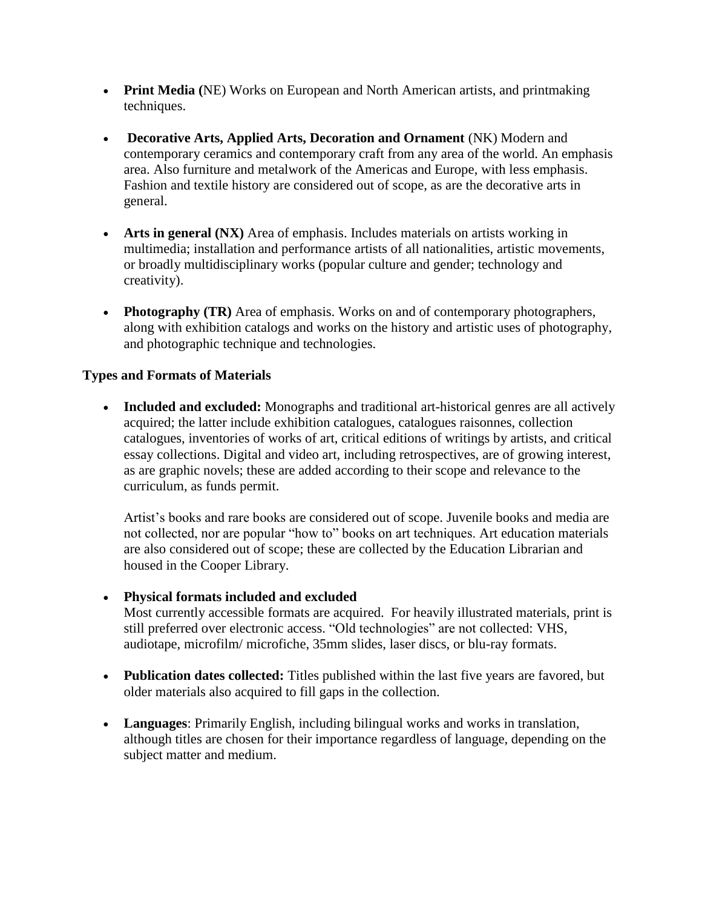- **Print Media (**NE) Works on European and North American artists, and printmaking techniques.

- **Decorative Arts, Applied Arts, Decoration and Ornament** (NK) Modern and contemporary ceramics and contemporary craft from any area of the world. An emphasis area. Also furniture and metalwork of the Americas and Europe, with less emphasis. Fashion and textile history are considered out of scope, as are the decorative arts in general.

- **Arts in general (NX)** Area of emphasis. Includes materials on artists working in multimedia; installation and performance artists of all nationalities, artistic movements, or broadly multidisciplinary works (popular culture and gender; technology and creativity).

- **Photography (TR)** Area of emphasis. Works on and of contemporary photographers, along with exhibition catalogs and works on the history and artistic uses of photography, and photographic technique and technologies.

### Types and Formats of Materials

- **Included and excluded:** Monographs and traditional art-historical genres are all actively acquired; the latter include exhibition catalogues, catalogues raisonnes, collection catalogues, inventories of works of art, critical editions of writings by artists, and critical essay collections. Digital and video art, including retrospectives, are of growing interest, as are graphic novels; these are added according to their scope and relevance to the curriculum, as funds permit.

  Artist's books and rare books are considered out of scope. Juvenile books and media are not collected, nor are popular "how to" books on art techniques. Art education materials are also considered out of scope; these are collected by the Education Librarian and housed in the Cooper Library.

- **Physical formats included and excluded**
  Most currently accessible formats are acquired. For heavily illustrated materials, print is still preferred over electronic access. "Old technologies" are not collected: VHS, audiotape, microfilm/ microfiche, 35mm slides, laser discs, or blu-ray formats.

- **Publication dates collected:** Titles published within the last five years are favored, but older materials also acquired to fill gaps in the collection.

- **Languages**: Primarily English, including bilingual works and works in translation, although titles are chosen for their importance regardless of language, depending on the subject matter and medium.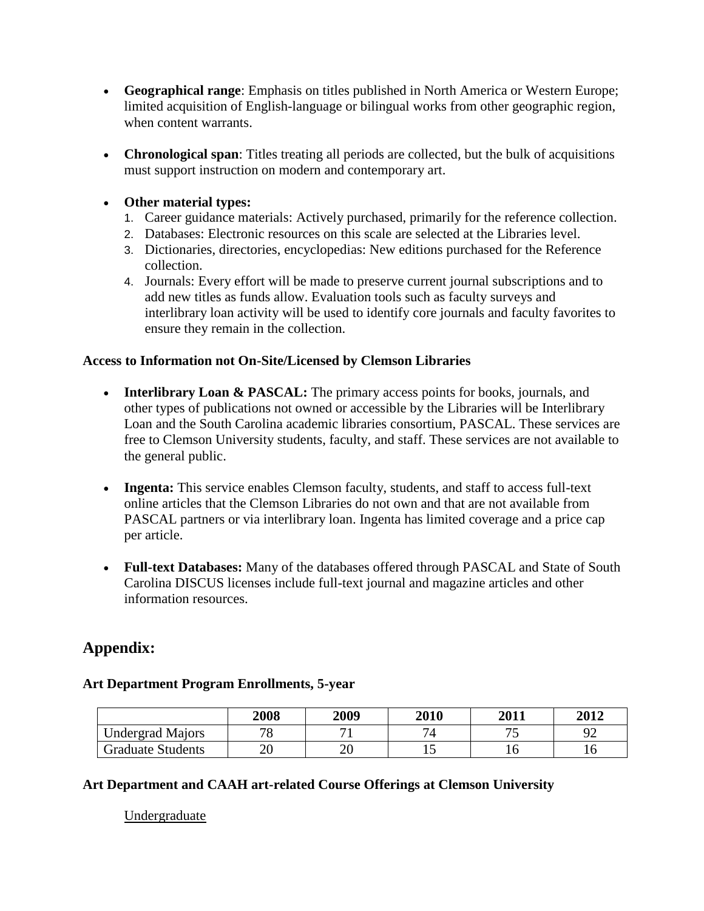- **Geographical range**: Emphasis on titles published in North America or Western Europe; limited acquisition of English-language or bilingual works from other geographic region, when content warrants.

- **Chronological span**: Titles treating all periods are collected, but the bulk of acquisitions must support instruction on modern and contemporary art.

- **Other material types:**
  1. Career guidance materials: Actively purchased, primarily for the reference collection.
  2. Databases: Electronic resources on this scale are selected at the Libraries level.
  3. Dictionaries, directories, encyclopedias: New editions purchased for the Reference collection.
  4. Journals: Every effort will be made to preserve current journal subscriptions and to add new titles as funds allow. Evaluation tools such as faculty surveys and interlibrary loan activity will be used to identify core journals and faculty favorites to ensure they remain in the collection.

**Access to Information not On-Site/Licensed by Clemson Libraries**

- **Interlibrary Loan & PASCAL:** The primary access points for books, journals, and other types of publications not owned or accessible by the Libraries will be Interlibrary Loan and the South Carolina academic libraries consortium, PASCAL. These services are free to Clemson University students, faculty, and staff. These services are not available to the general public.

- **Ingenta:** This service enables Clemson faculty, students, and staff to access full-text online articles that the Clemson Libraries do not own and that are not available from PASCAL partners or via interlibrary loan. Ingenta has limited coverage and a price cap per article.

- **Full-text Databases:** Many of the databases offered through PASCAL and State of South Carolina DISCUS licenses include full-text journal and magazine articles and other information resources.

## Appendix:

**Art Department Program Enrollments, 5-year**

| | 2008 | 2009 | 2010 | 2011 | 2012 |
|---|---|---|---|---|---|
| Undergrad Majors | 78 | 71 | 74 | 75 | 92 |
| Graduate Students | 20 | 20 | 15 | 16 | 16 |

**Art Department and CAAH art-related Course Offerings at Clemson University**

Undergraduate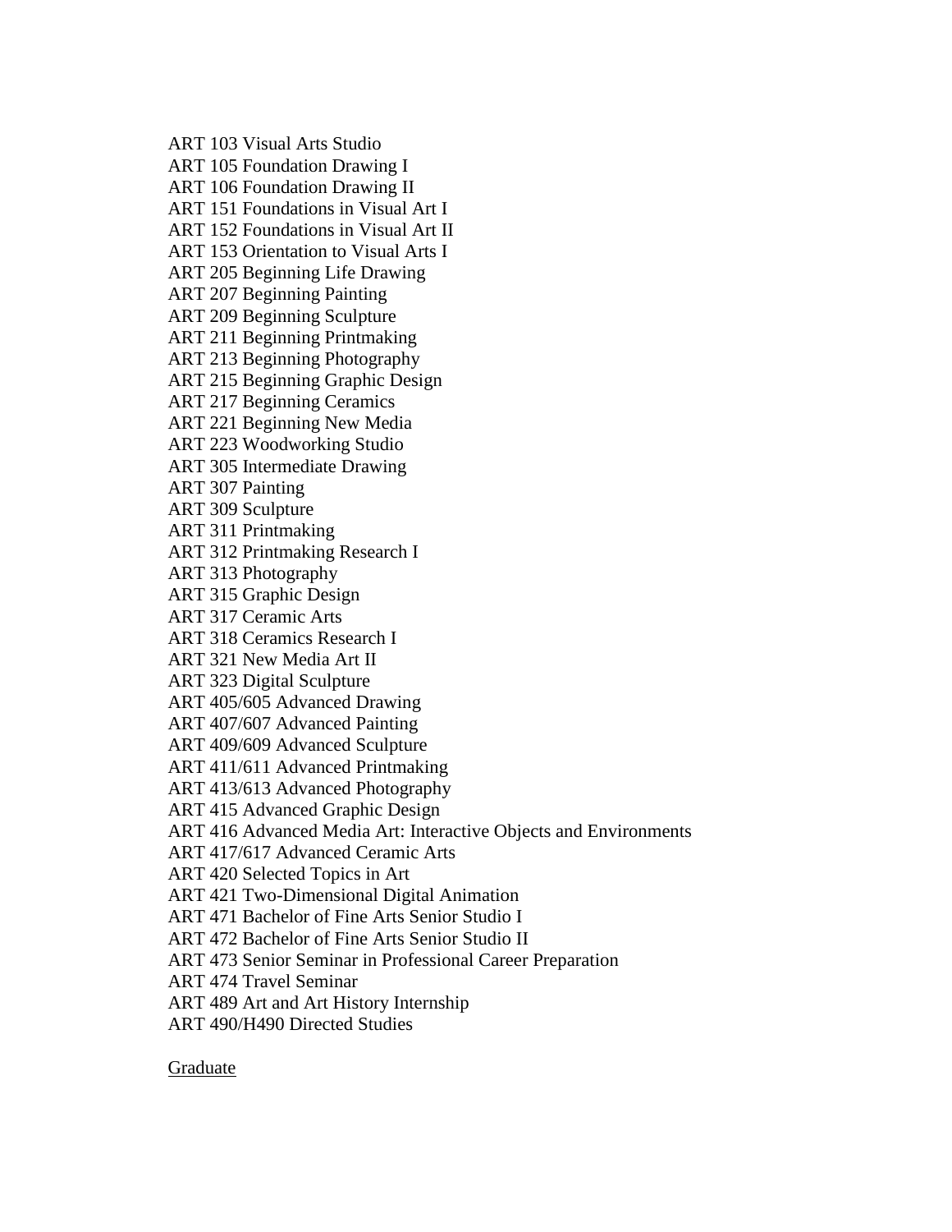ART 103 Visual Arts Studio
ART 105 Foundation Drawing I
ART 106 Foundation Drawing II
ART 151 Foundations in Visual Art I
ART 152 Foundations in Visual Art II
ART 153 Orientation to Visual Arts I
ART 205 Beginning Life Drawing
ART 207 Beginning Painting
ART 209 Beginning Sculpture
ART 211 Beginning Printmaking
ART 213 Beginning Photography
ART 215 Beginning Graphic Design
ART 217 Beginning Ceramics
ART 221 Beginning New Media
ART 223 Woodworking Studio
ART 305 Intermediate Drawing
ART 307 Painting
ART 309 Sculpture
ART 311 Printmaking
ART 312 Printmaking Research I
ART 313 Photography
ART 315 Graphic Design
ART 317 Ceramic Arts
ART 318 Ceramics Research I
ART 321 New Media Art II
ART 323 Digital Sculpture
ART 405/605 Advanced Drawing
ART 407/607 Advanced Painting
ART 409/609 Advanced Sculpture
ART 411/611 Advanced Printmaking
ART 413/613 Advanced Photography
ART 415 Advanced Graphic Design
ART 416 Advanced Media Art: Interactive Objects and Environments
ART 417/617 Advanced Ceramic Arts
ART 420 Selected Topics in Art
ART 421 Two-Dimensional Digital Animation
ART 471 Bachelor of Fine Arts Senior Studio I
ART 472 Bachelor of Fine Arts Senior Studio II
ART 473 Senior Seminar in Professional Career Preparation
ART 474 Travel Seminar
ART 489 Art and Art History Internship
ART 490/H490 Directed Studies

<u>Graduate</u>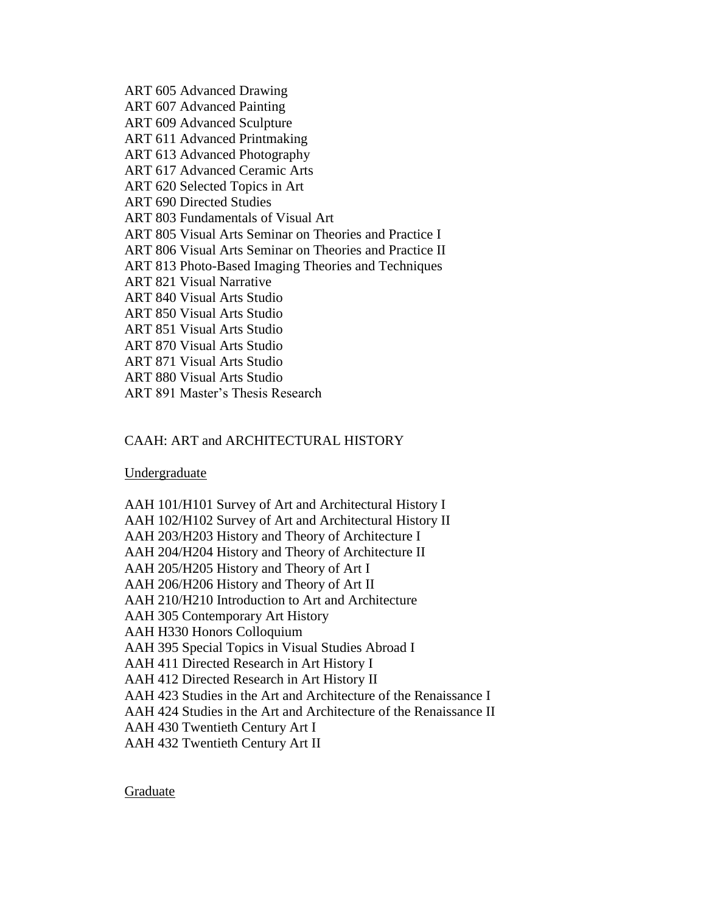ART 605 Advanced Drawing
ART 607 Advanced Painting
ART 609 Advanced Sculpture
ART 611 Advanced Printmaking
ART 613 Advanced Photography
ART 617 Advanced Ceramic Arts
ART 620 Selected Topics in Art
ART 690 Directed Studies
ART 803 Fundamentals of Visual Art
ART 805 Visual Arts Seminar on Theories and Practice I
ART 806 Visual Arts Seminar on Theories and Practice II
ART 813 Photo-Based Imaging Theories and Techniques
ART 821 Visual Narrative
ART 840 Visual Arts Studio
ART 850 Visual Arts Studio
ART 851 Visual Arts Studio
ART 870 Visual Arts Studio
ART 871 Visual Arts Studio
ART 880 Visual Arts Studio
ART 891 Master's Thesis Research

## CAAH: ART and ARCHITECTURAL HISTORY

### Undergraduate

AAH 101/H101 Survey of Art and Architectural History I
AAH 102/H102 Survey of Art and Architectural History II
AAH 203/H203 History and Theory of Architecture I
AAH 204/H204 History and Theory of Architecture II
AAH 205/H205 History and Theory of Art I
AAH 206/H206 History and Theory of Art II
AAH 210/H210 Introduction to Art and Architecture
AAH 305 Contemporary Art History
AAH H330 Honors Colloquium
AAH 395 Special Topics in Visual Studies Abroad I
AAH 411 Directed Research in Art History I
AAH 412 Directed Research in Art History II
AAH 423 Studies in the Art and Architecture of the Renaissance I
AAH 424 Studies in the Art and Architecture of the Renaissance II
AAH 430 Twentieth Century Art I
AAH 432 Twentieth Century Art II

### Graduate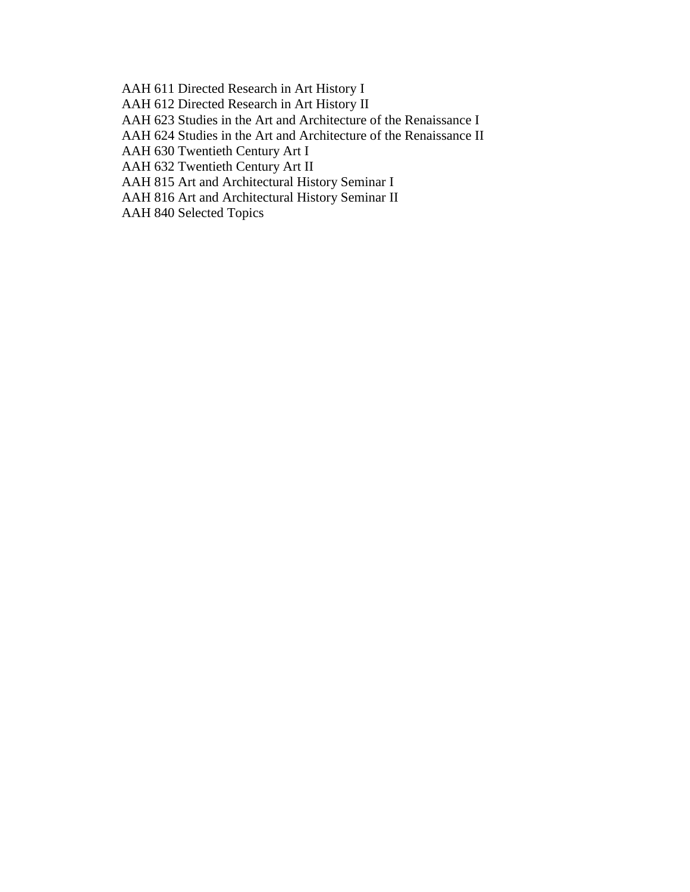AAH 611 Directed Research in Art History I
AAH 612 Directed Research in Art History II
AAH 623 Studies in the Art and Architecture of the Renaissance I
AAH 624 Studies in the Art and Architecture of the Renaissance II
AAH 630 Twentieth Century Art I
AAH 632 Twentieth Century Art II
AAH 815 Art and Architectural History Seminar I
AAH 816 Art and Architectural History Seminar II
AAH 840 Selected Topics